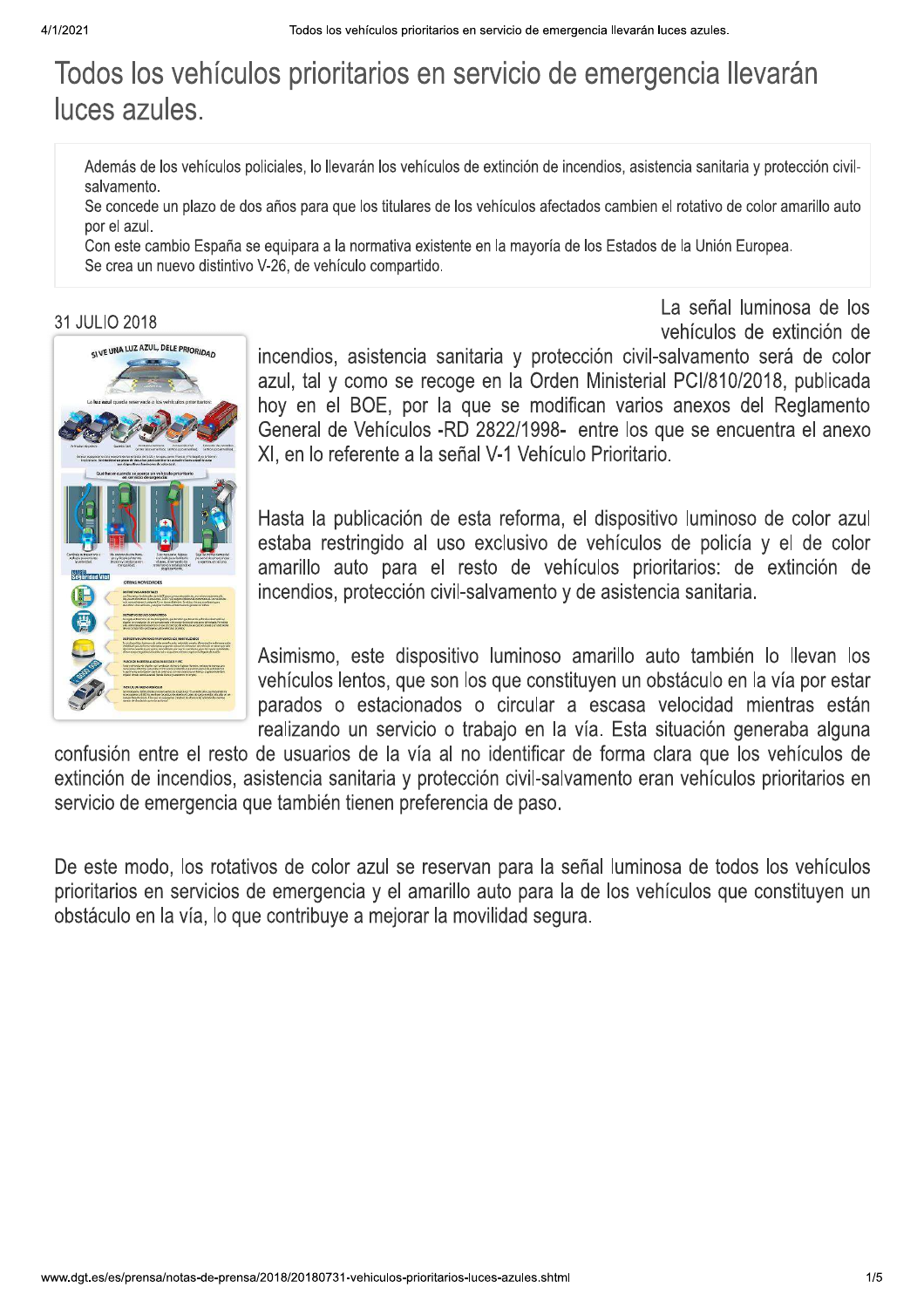# Todos los vehículos prioritarios en servicio de emergencia llevarán luces azules.

Además de los vehículos policiales, lo llevarán los vehículos de extinción de incendios, asistencia sanitaria y protección civil-salvamento.

Se concede un plazo de dos años para que los titulares de los vehículos afectados cambien el rotativo de color amarillo auto por el azul.

Con este cambio España se equipara a la normativa existente en la mayoría de los Estados de la Unión Europea.

Se crea un nuevo distintivo V-26, de vehículo compartido.

31 JULIO 2018

La señal luminosa de los vehículos de extinción de incendios, asistencia sanitaria y protección civil-salvamento será de color azul, tal y como se recoge en la Orden Ministerial PCI/810/2018, publicada hoy en el BOE, por la que se modifican varios anexos del Reglamento General de Vehículos -RD 2822/1998- entre los que se encuentra el anexo XI, en lo referente a la señal V-1 Vehículo Prioritario.

Hasta la publicación de esta reforma, el dispositivo luminoso de color azul estaba restringido al uso exclusivo de vehículos de policía y el de color amarillo auto para el resto de vehículos prioritarios: de extinción de incendios, protección civil-salvamento y de asistencia sanitaria.

Asimismo, este dispositivo luminoso amarillo auto también lo llevan los vehículos lentos, que son los que constituyen un obstáculo en la vía por estar parados o estacionados o circular a escasa velocidad mientras están realizando un servicio o trabajo en la vía. Esta situación generaba alguna confusión entre el resto de usuarios de la vía al no identificar de forma clara que los vehículos de extinción de incendios, asistencia sanitaria y protección civil-salvamento eran vehículos prioritarios en servicio de emergencia que también tienen preferencia de paso.

De este modo, los rotativos de color azul se reservan para la señal luminosa de todos los vehículos prioritarios en servicios de emergencia y el amarillo auto para la de los vehículos que constituyen un obstáculo en la vía, lo que contribuye a mejorar la movilidad segura.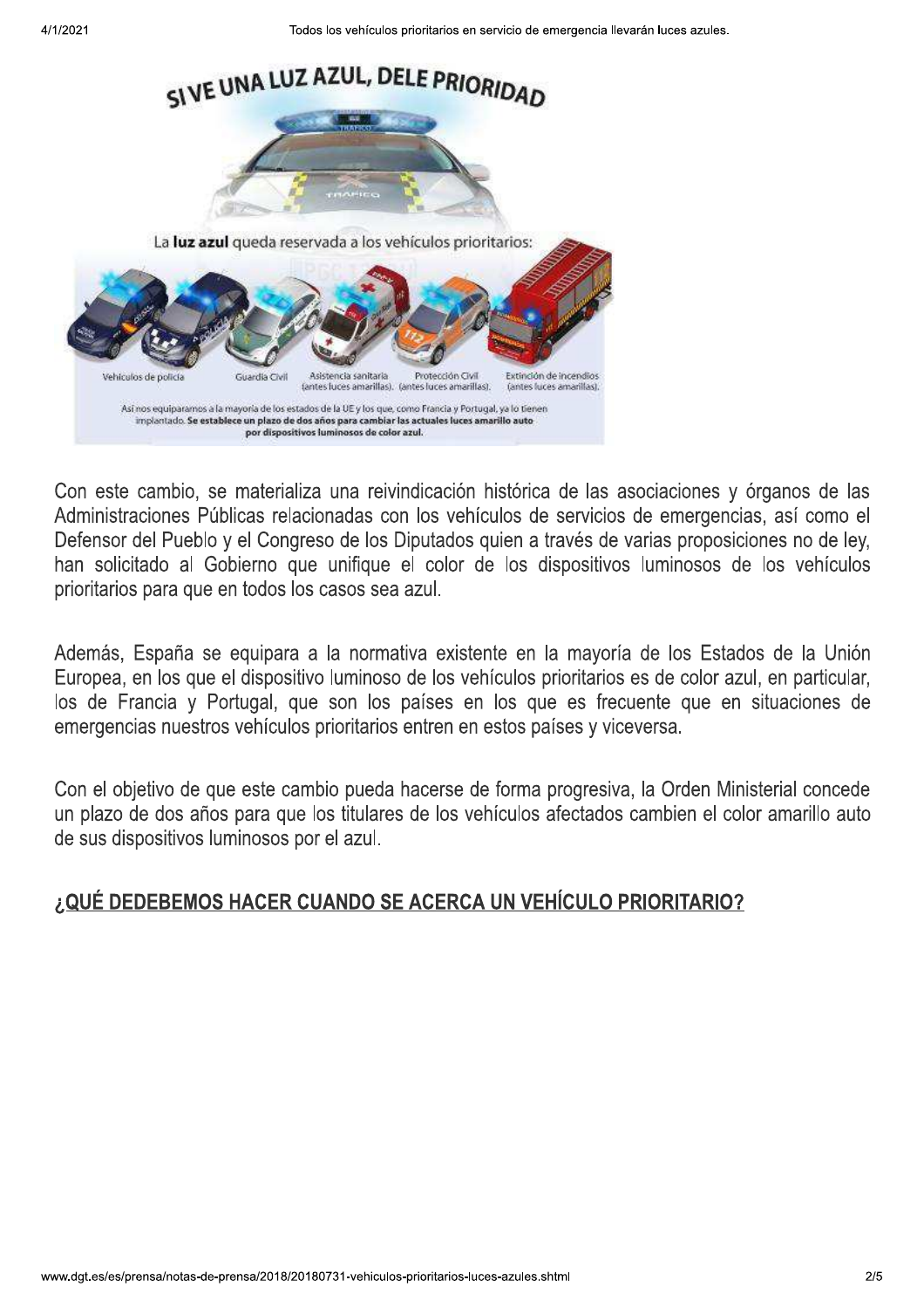SI VE UNA LUZ AZUL, DELE PRIORIDAD

La **luz azul** queda reservada a los vehículos prioritarios:

Vehículos de policía | Guardia Civil | Asistencia sanitaria (antes luces amarillas). | Protección Civil (antes luces amarillas). | Extinción de incendios (antes luces amarillas).

Así nos equiparamos a la mayoría de los estados de la UE y los que, como Francia y Portugal, ya lo tienen implantado. **Se establece un plazo de dos años para cambiar las actuales luces amarillo auto por dispositivos luminosos de color azul.**

Con este cambio, se materializa una reivindicación histórica de las asociaciones y órganos de las Administraciones Públicas relacionadas con los vehículos de servicios de emergencias, así como el Defensor del Pueblo y el Congreso de los Diputados quien a través de varias proposiciones no de ley, han solicitado al Gobierno que unifique el color de los dispositivos luminosos de los vehículos prioritarios para que en todos los casos sea azul.

Además, España se equipara a la normativa existente en la mayoría de los Estados de la Unión Europea, en los que el dispositivo luminoso de los vehículos prioritarios es de color azul, en particular, los de Francia y Portugal, que son los países en los que es frecuente que en situaciones de emergencias nuestros vehículos prioritarios entren en estos países y viceversa.

Con el objetivo de que este cambio pueda hacerse de forma progresiva, la Orden Ministerial concede un plazo de dos años para que los titulares de los vehículos afectados cambien el color amarillo auto de sus dispositivos luminosos por el azul.

## ¿QUÉ DEDEBEMOS HACER CUANDO SE ACERCA UN VEHÍCULO PRIORITARIO?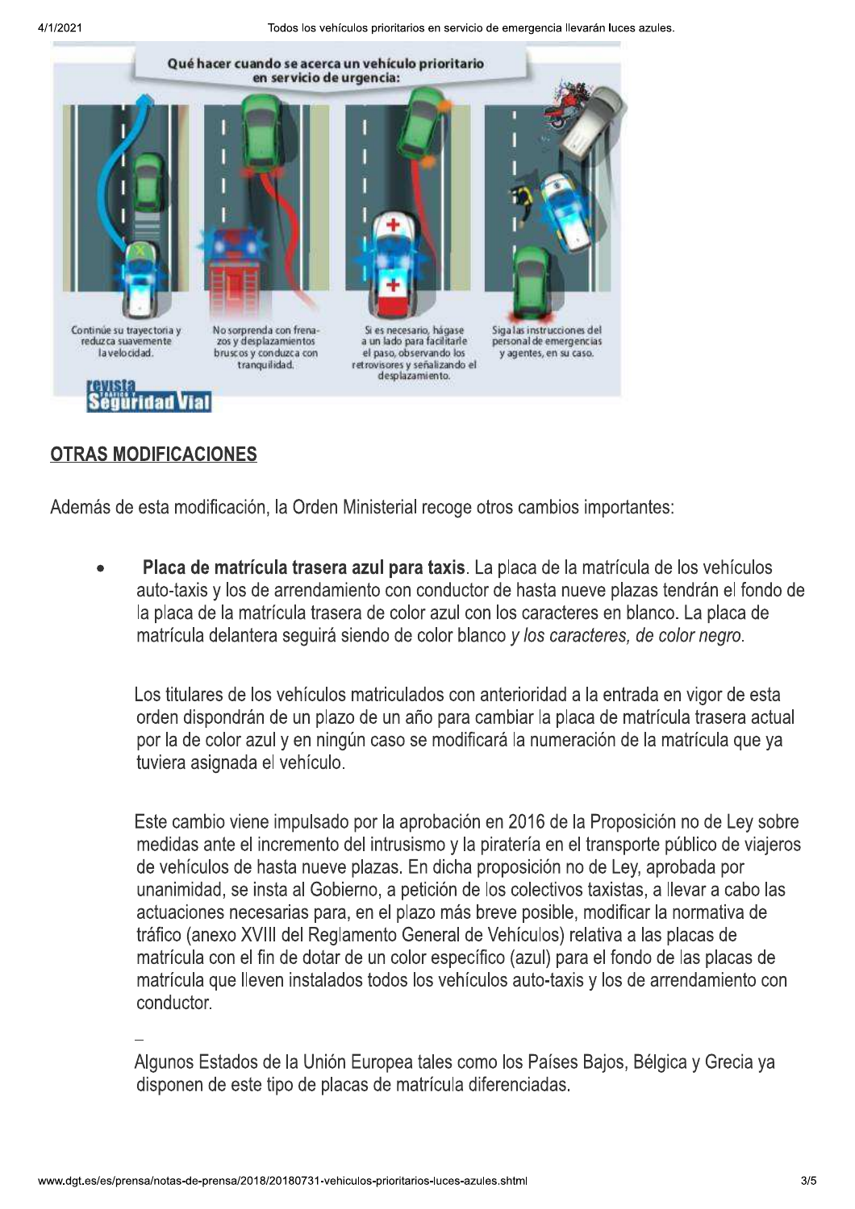Qué hacer cuando se acerca un vehículo prioritario en servicio de urgencia:

Continúe su trayectoria y reduzca suavemente la velocidad.

No sorprenda con frenazos y desplazamientos bruscos y conduzca con tranquilidad.

Si es necesario, hágase a un lado para facilitarle el paso, observando los retrovisores y señalizando el desplazamiento.

Siga las instrucciones del personal de emergencias y agentes, en su caso.

revista Tráfico y Seguridad Vial

## OTRAS MODIFICACIONES

Además de esta modificación, la Orden Ministerial recoge otros cambios importantes:

- **Placa de matrícula trasera azul para taxis**. La placa de la matrícula de los vehículos auto-taxis y los de arrendamiento con conductor de hasta nueve plazas tendrán el fondo de la placa de la matrícula trasera de color azul con los caracteres en blanco. La placa de matrícula delantera seguirá siendo de color blanco *y los caracteres, de color negro*.

  Los titulares de los vehículos matriculados con anterioridad a la entrada en vigor de esta orden dispondrán de un plazo de un año para cambiar la placa de matrícula trasera actual por la de color azul y en ningún caso se modificará la numeración de la matrícula que ya tuviera asignada el vehículo.

  Este cambio viene impulsado por la aprobación en 2016 de la Proposición no de Ley sobre medidas ante el incremento del intrusismo y la piratería en el transporte público de viajeros de vehículos de hasta nueve plazas. En dicha proposición no de Ley, aprobada por unanimidad, se insta al Gobierno, a petición de los colectivos taxistas, a llevar a cabo las actuaciones necesarias para, en el plazo más breve posible, modificar la normativa de tráfico (anexo XVIII del Reglamento General de Vehículos) relativa a las placas de matrícula con el fin de dotar de un color específico (azul) para el fondo de las placas de matrícula que lleven instalados todos los vehículos auto-taxis y los de arrendamiento con conductor.

  Algunos Estados de la Unión Europea tales como los Países Bajos, Bélgica y Grecia ya disponen de este tipo de placas de matrícula diferenciadas.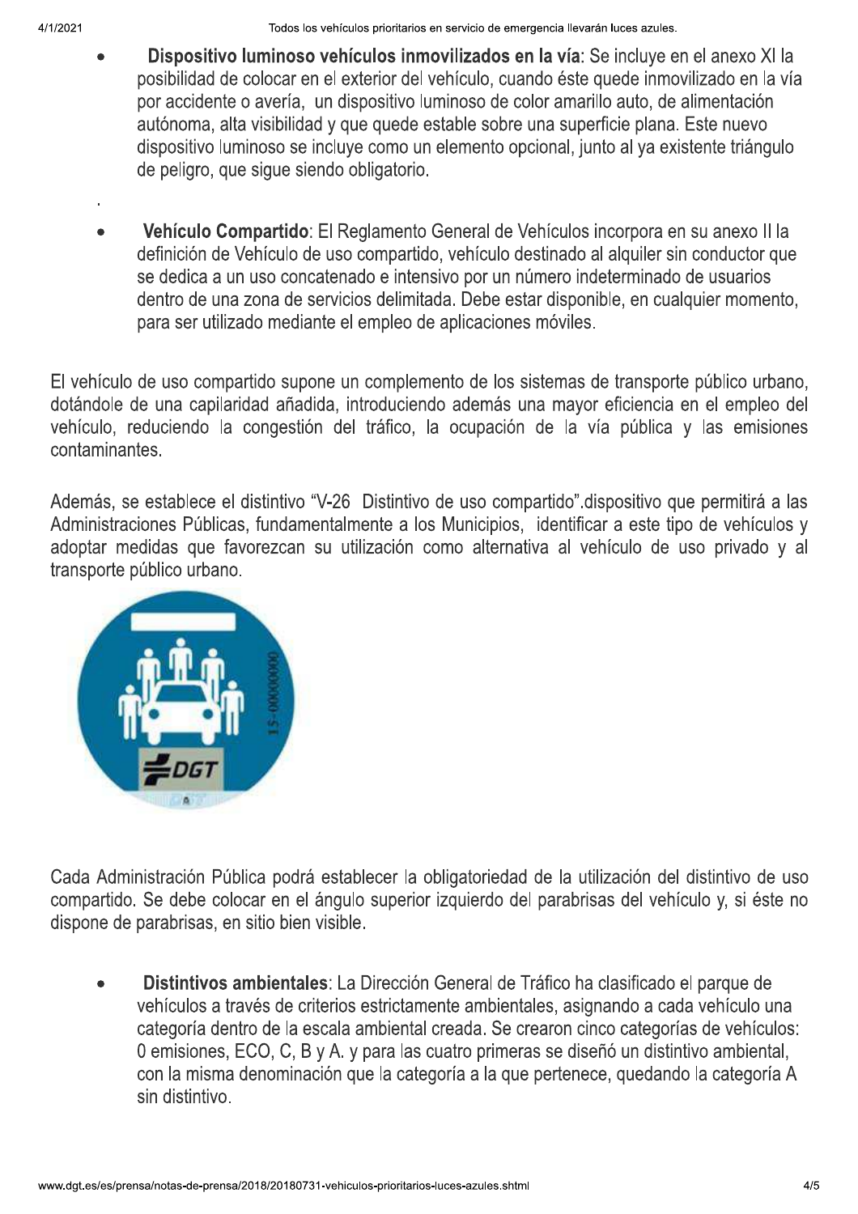- **Dispositivo luminoso vehículos inmovilizados en la vía**: Se incluye en el anexo XI la posibilidad de colocar en el exterior del vehículo, cuando éste quede inmovilizado en la vía por accidente o avería, un dispositivo luminoso de color amarillo auto, de alimentación autónoma, alta visibilidad y que quede estable sobre una superficie plana. Este nuevo dispositivo luminoso se incluye como un elemento opcional, junto al ya existente triángulo de peligro, que sigue siendo obligatorio.

.

- **Vehículo Compartido**: El Reglamento General de Vehículos incorpora en su anexo II la definición de Vehículo de uso compartido, vehículo destinado al alquiler sin conductor que se dedica a un uso concatenado e intensivo por un número indeterminado de usuarios dentro de una zona de servicios delimitada. Debe estar disponible, en cualquier momento, para ser utilizado mediante el empleo de aplicaciones móviles.

El vehículo de uso compartido supone un complemento de los sistemas de transporte público urbano, dotándole de una capilaridad añadida, introduciendo además una mayor eficiencia en el empleo del vehículo, reduciendo la congestión del tráfico, la ocupación de la vía pública y las emisiones contaminantes.

Además, se establece el distintivo "V-26 Distintivo de uso compartido".dispositivo que permitirá a las Administraciones Públicas, fundamentalmente a los Municipios, identificar a este tipo de vehículos y adoptar medidas que favorezcan su utilización como alternativa al vehículo de uso privado y al transporte público urbano.

Cada Administración Pública podrá establecer la obligatoriedad de la utilización del distintivo de uso compartido. Se debe colocar en el ángulo superior izquierdo del parabrisas del vehículo y, si éste no dispone de parabrisas, en sitio bien visible.

- **Distintivos ambientales**: La Dirección General de Tráfico ha clasificado el parque de vehículos a través de criterios estrictamente ambientales, asignando a cada vehículo una categoría dentro de la escala ambiental creada. Se crearon cinco categorías de vehículos: 0 emisiones, ECO, C, B y A. y para las cuatro primeras se diseñó un distintivo ambiental, con la misma denominación que la categoría a la que pertenece, quedando la categoría A sin distintivo.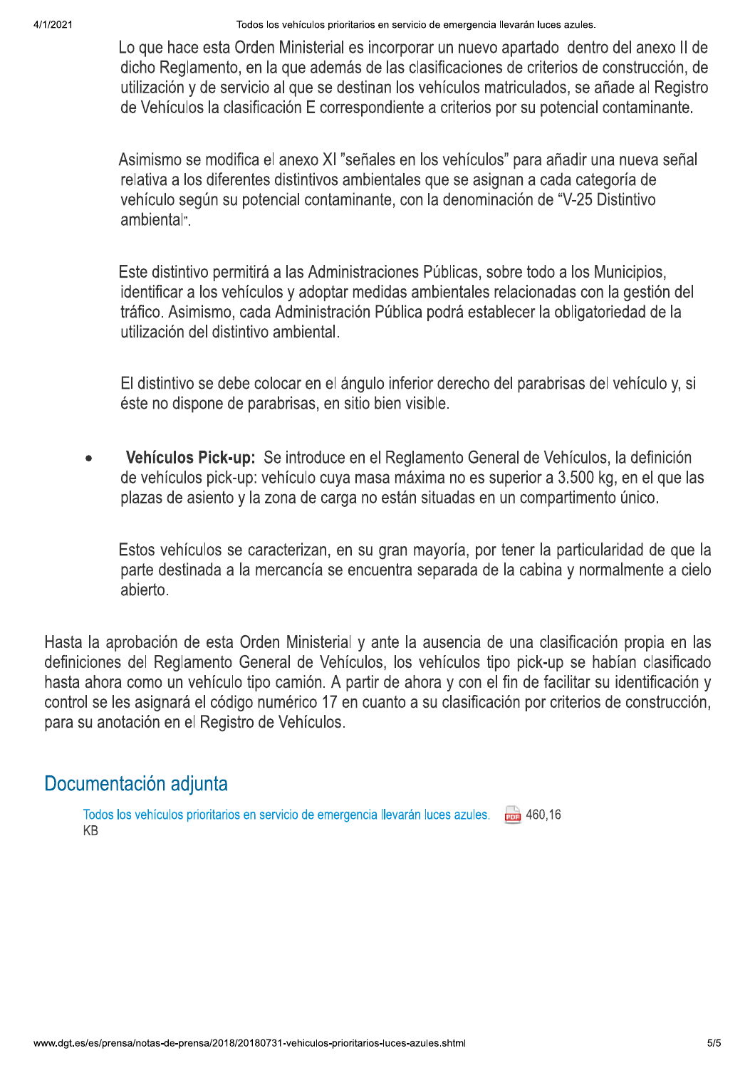Lo que hace esta Orden Ministerial es incorporar un nuevo apartado dentro del anexo II de dicho Reglamento, en la que además de las clasificaciones de criterios de construcción, de utilización y de servicio al que se destinan los vehículos matriculados, se añade al Registro de Vehículos la clasificación E correspondiente a criterios por su potencial contaminante.

Asimismo se modifica el anexo XI "señales en los vehículos" para añadir una nueva señal relativa a los diferentes distintivos ambientales que se asignan a cada categoría de vehículo según su potencial contaminante, con la denominación de "V-25 Distintivo ambiental".

Este distintivo permitirá a las Administraciones Públicas, sobre todo a los Municipios, identificar a los vehículos y adoptar medidas ambientales relacionadas con la gestión del tráfico. Asimismo, cada Administración Pública podrá establecer la obligatoriedad de la utilización del distintivo ambiental.

El distintivo se debe colocar en el ángulo inferior derecho del parabrisas del vehículo y, si éste no dispone de parabrisas, en sitio bien visible.

- **Vehículos Pick-up:** Se introduce en el Reglamento General de Vehículos, la definición de vehículos pick-up: vehículo cuya masa máxima no es superior a 3.500 kg, en el que las plazas de asiento y la zona de carga no están situadas en un compartimento único.

  Estos vehículos se caracterizan, en su gran mayoría, por tener la particularidad de que la parte destinada a la mercancía se encuentra separada de la cabina y normalmente a cielo abierto.

Hasta la aprobación de esta Orden Ministerial y ante la ausencia de una clasificación propia en las definiciones del Reglamento General de Vehículos, los vehículos tipo pick-up se habían clasificado hasta ahora como un vehículo tipo camión. A partir de ahora y con el fin de facilitar su identificación y control se les asignará el código numérico 17 en cuanto a su clasificación por criterios de construcción, para su anotación en el Registro de Vehículos.

## Documentación adjunta

Todos los vehículos prioritarios en servicio de emergencia llevarán luces azules. 460,16 KB